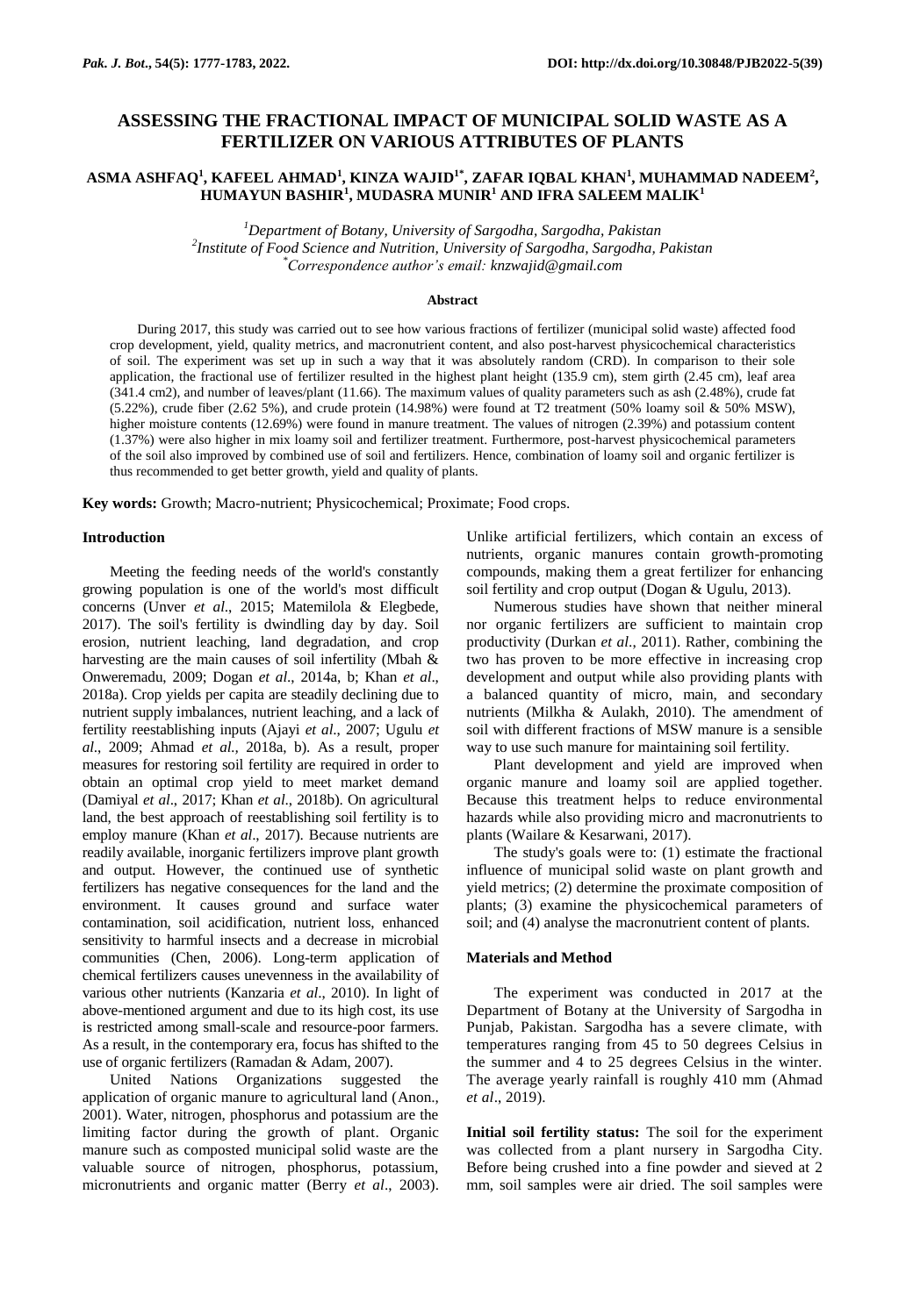# ASSESSING THE FRACTIONAL IMPACT OF MUNICIPAL SOLID WASTE AS A FERTILIZER ON VARIOUS ATTRIBUTES OF PLANTS

**ASMA ASHFAQ[1], KAFEEL AHMAD[1], KINZA WAJID[1*], ZAFAR IQBAL KHAN[1], MUHAMMAD NADEEM[2], HUMAYUN BASHIR[1], MUDASRA MUNIR[1] AND IFRA SALEEM MALIK[1]**

*[1]Department of Botany, University of Sargodha, Sargodha, Pakistan*
*[2]Institute of Food Science and Nutrition, University of Sargodha, Sargodha, Pakistan*
*[*]Correspondence author's email: knzwajid@gmail.com*

### Abstract

During 2017, this study was carried out to see how various fractions of fertilizer (municipal solid waste) affected food crop development, yield, quality metrics, and macronutrient content, and also post-harvest physicochemical characteristics of soil. The experiment was set up in such a way that it was absolutely random (CRD). In comparison to their sole application, the fractional use of fertilizer resulted in the highest plant height (135.9 cm), stem girth (2.45 cm), leaf area (341.4 cm2), and number of leaves/plant (11.66). The maximum values of quality parameters such as ash (2.48%), crude fat (5.22%), crude fiber (2.62 5%), and crude protein (14.98%) were found at T2 treatment (50% loamy soil & 50% MSW), higher moisture contents (12.69%) were found in manure treatment. The values of nitrogen (2.39%) and potassium content (1.37%) were also higher in mix loamy soil and fertilizer treatment. Furthermore, post-harvest physicochemical parameters of the soil also improved by combined use of soil and fertilizers. Hence, combination of loamy soil and organic fertilizer is thus recommended to get better growth, yield and quality of plants.

**Key words:** Growth; Macro-nutrient; Physicochemical; Proximate; Food crops.

## Introduction

Meeting the feeding needs of the world's constantly growing population is one of the world's most difficult concerns (Unver *et al*., 2015; Matemilola & Elegbede, 2017). The soil's fertility is dwindling day by day. Soil erosion, nutrient leaching, land degradation, and crop harvesting are the main causes of soil infertility (Mbah & Onweremadu, 2009; Dogan *et al*., 2014a, b; Khan *et al*., 2018a). Crop yields per capita are steadily declining due to nutrient supply imbalances, nutrient leaching, and a lack of fertility reestablishing inputs (Ajayi *et al*., 2007; Ugulu *et al*., 2009; Ahmad *et al*., 2018a, b). As a result, proper measures for restoring soil fertility are required in order to obtain an optimal crop yield to meet market demand (Damiyal *et al*., 2017; Khan *et al*., 2018b). On agricultural land, the best approach of reestablishing soil fertility is to employ manure (Khan *et al*., 2017). Because nutrients are readily available, inorganic fertilizers improve plant growth and output. However, the continued use of synthetic fertilizers has negative consequences for the land and the environment. It causes ground and surface water contamination, soil acidification, nutrient loss, enhanced sensitivity to harmful insects and a decrease in microbial communities (Chen, 2006). Long-term application of chemical fertilizers causes unevenness in the availability of various other nutrients (Kanzaria *et al*., 2010). In light of above-mentioned argument and due to its high cost, its use is restricted among small-scale and resource-poor farmers. As a result, in the contemporary era, focus has shifted to the use of organic fertilizers (Ramadan & Adam, 2007).

United Nations Organizations suggested the application of organic manure to agricultural land (Anon., 2001). Water, nitrogen, phosphorus and potassium are the limiting factor during the growth of plant. Organic manure such as composted municipal solid waste are the valuable source of nitrogen, phosphorus, potassium, micronutrients and organic matter (Berry *et al*., 2003). Unlike artificial fertilizers, which contain an excess of nutrients, organic manures contain growth-promoting compounds, making them a great fertilizer for enhancing soil fertility and crop output (Dogan & Ugulu, 2013).

Numerous studies have shown that neither mineral nor organic fertilizers are sufficient to maintain crop productivity (Durkan *et al*., 2011). Rather, combining the two has proven to be more effective in increasing crop development and output while also providing plants with a balanced quantity of micro, main, and secondary nutrients (Milkha & Aulakh, 2010). The amendment of soil with different fractions of MSW manure is a sensible way to use such manure for maintaining soil fertility.

Plant development and yield are improved when organic manure and loamy soil are applied together. Because this treatment helps to reduce environmental hazards while also providing micro and macronutrients to plants (Wailare & Kesarwani, 2017).

The study's goals were to: (1) estimate the fractional influence of municipal solid waste on plant growth and yield metrics; (2) determine the proximate composition of plants; (3) examine the physicochemical parameters of soil; and (4) analyse the macronutrient content of plants.

## Materials and Method

The experiment was conducted in 2017 at the Department of Botany at the University of Sargodha in Punjab, Pakistan. Sargodha has a severe climate, with temperatures ranging from 45 to 50 degrees Celsius in the summer and 4 to 25 degrees Celsius in the winter. The average yearly rainfall is roughly 410 mm (Ahmad *et al*., 2019).

**Initial soil fertility status:** The soil for the experiment was collected from a plant nursery in Sargodha City. Before being crushed into a fine powder and sieved at 2 mm, soil samples were air dried. The soil samples were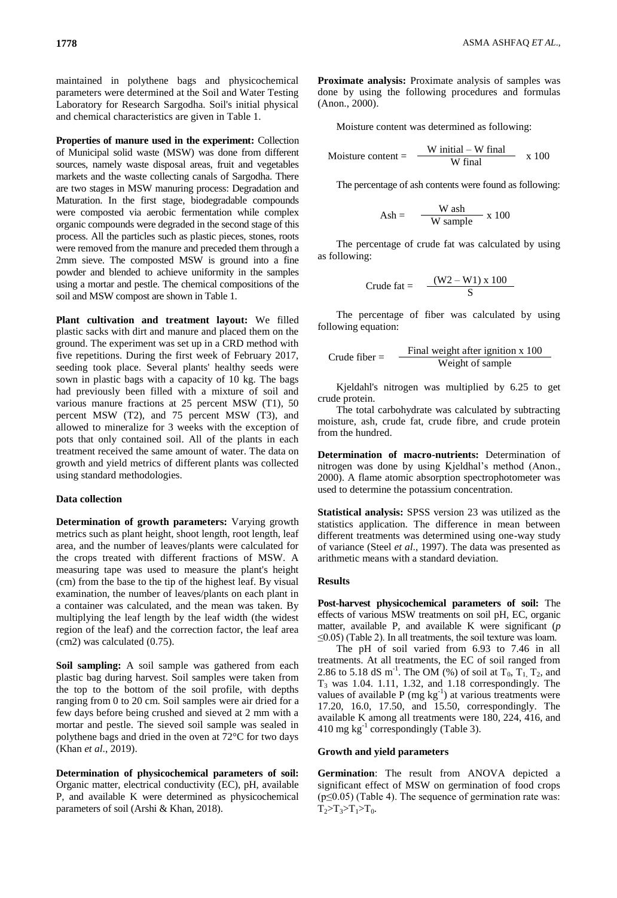maintained in polythene bags and physicochemical parameters were determined at the Soil and Water Testing Laboratory for Research Sargodha. Soil's initial physical and chemical characteristics are given in Table 1.

**Properties of manure used in the experiment:** Collection of Municipal solid waste (MSW) was done from different sources, namely waste disposal areas, fruit and vegetables markets and the waste collecting canals of Sargodha. There are two stages in MSW manuring process: Degradation and Maturation. In the first stage, biodegradable compounds were composted via aerobic fermentation while complex organic compounds were degraded in the second stage of this process. All the particles such as plastic pieces, stones, roots were removed from the manure and preceded them through a 2mm sieve. The composted MSW is ground into a fine powder and blended to achieve uniformity in the samples using a mortar and pestle. The chemical compositions of the soil and MSW compost are shown in Table 1.

**Plant cultivation and treatment layout:** We filled plastic sacks with dirt and manure and placed them on the ground. The experiment was set up in a CRD method with five repetitions. During the first week of February 2017, seeding took place. Several plants' healthy seeds were sown in plastic bags with a capacity of 10 kg. The bags had previously been filled with a mixture of soil and various manure fractions at 25 percent MSW (T1), 50 percent MSW (T2), and 75 percent MSW (T3), and allowed to mineralize for 3 weeks with the exception of pots that only contained soil. All of the plants in each treatment received the same amount of water. The data on growth and yield metrics of different plants was collected using standard methodologies.

### Data collection

**Determination of growth parameters:** Varying growth metrics such as plant height, shoot length, root length, leaf area, and the number of leaves/plants were calculated for the crops treated with different fractions of MSW. A measuring tape was used to measure the plant's height (cm) from the base to the tip of the highest leaf. By visual examination, the number of leaves/plants on each plant in a container was calculated, and the mean was taken. By multiplying the leaf length by the leaf width (the widest region of the leaf) and the correction factor, the leaf area (cm2) was calculated (0.75).

**Soil sampling:** A soil sample was gathered from each plastic bag during harvest. Soil samples were taken from the top to the bottom of the soil profile, with depths ranging from 0 to 20 cm. Soil samples were air dried for a few days before being crushed and sieved at 2 mm with a mortar and pestle. The sieved soil sample was sealed in polythene bags and dried in the oven at 72°C for two days (Khan *et al*., 2019).

**Determination of physicochemical parameters of soil:** Organic matter, electrical conductivity (EC), pH, available P, and available K were determined as physicochemical parameters of soil (Arshi & Khan, 2018).

**Proximate analysis:** Proximate analysis of samples was done by using the following procedures and formulas (Anon., 2000).

Moisture content was determined as following:

$$\text{Moisture content} = \frac{\text{W initial} - \text{W final}}{\text{W final}} \times 100$$

The percentage of ash contents were found as following:

$$\text{Ash} = \frac{\text{W ash}}{\text{W sample}} \times 100$$

The percentage of crude fat was calculated by using as following:

$$\text{Crude fat} = \frac{(W2 - W1) \times 100}{S}$$

The percentage of fiber was calculated by using following equation:

$$\text{Crude fiber} = \frac{\text{Final weight after ignition} \times 100}{\text{Weight of sample}}$$

Kjeldahl's nitrogen was multiplied by 6.25 to get crude protein.

The total carbohydrate was calculated by subtracting moisture, ash, crude fat, crude fibre, and crude protein from the hundred.

**Determination of macro-nutrients:** Determination of nitrogen was done by using Kjeldhal's method (Anon., 2000). A flame atomic absorption spectrophotometer was used to determine the potassium concentration.

**Statistical analysis:** SPSS version 23 was utilized as the statistics application. The difference in mean between different treatments was determined using one-way study of variance (Steel *et al*., 1997). The data was presented as arithmetic means with a standard deviation.

## Results

**Post-harvest physicochemical parameters of soil:** The effects of various MSW treatments on soil pH, EC, organic matter, available P, and available K were significant ($p \leq 0.05$) (Table 2). In all treatments, the soil texture was loam.

The pH of soil varied from 6.93 to 7.46 in all treatments. At all treatments, the EC of soil ranged from 2.86 to 5.18 dS $m^{-1}$. The OM (%) of soil at $T_0$, $T_1$, $T_2$, and $T_3$ was 1.04. 1.11, 1.32, and 1.18 correspondingly. The values of available P (mg $kg^{-1}$) at various treatments were 17.20, 16.0, 17.50, and 15.50, correspondingly. The available K among all treatments were 180, 224, 416, and 410 mg $kg^{-1}$ correspondingly (Table 3).

### Growth and yield parameters

**Germination**: The result from ANOVA depicted a significant effect of MSW on germination of food crops ($p \leq 0.05$) (Table 4). The sequence of germination rate was: $T_2 > T_3 > T_1 > T_0$.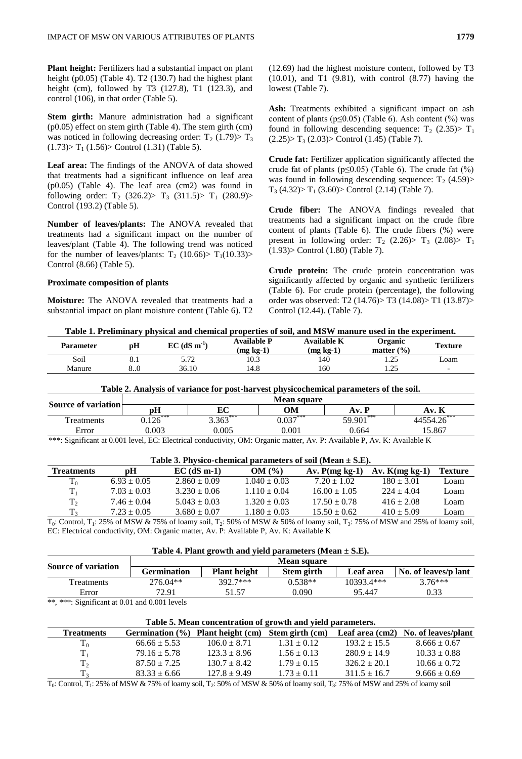**Plant height:** Fertilizers had a substantial impact on plant height (p0.05) (Table 4). T2 (130.7) had the highest plant height (cm), followed by T3 (127.8), T1 (123.3), and control (106), in that order (Table 5).

**Stem girth:** Manure administration had a significant (p0.05) effect on stem girth (Table 4). The stem girth (cm) was noticed in following decreasing order: $T_2$ (1.79)> $T_3$ (1.73)> $T_1$ (1.56)> Control (1.31) (Table 5).

**Leaf area:** The findings of the ANOVA of data showed that treatments had a significant influence on leaf area (p0.05) (Table 4). The leaf area (cm2) was found in following order: $T_2$ (326.2)> $T_3$ (311.5)> $T_1$ (280.9)> Control (193.2) (Table 5).

**Number of leaves/plants:** The ANOVA revealed that treatments had a significant impact on the number of leaves/plant (Table 4). The following trend was noticed for the number of leaves/plants: $T_2$ (10.66)> $T_1$(10.33)> Control (8.66) (Table 5).

**Proximate composition of plants**

**Moisture:** The ANOVA revealed that treatments had a substantial impact on plant moisture content (Table 6). T2 (12.69) had the highest moisture content, followed by T3 (10.01), and T1 (9.81), with control (8.77) having the lowest (Table 7).

**Ash:** Treatments exhibited a significant impact on ash content of plants ($p \leq 0.05$) (Table 6). Ash content (%) was found in following descending sequence: $T_2$ (2.35)> $T_1$ (2.25)> $T_3$ (2.03)> Control (1.45) (Table 7).

**Crude fat:** Fertilizer application significantly affected the crude fat of plants ($p \leq 0.05$) (Table 6). The crude fat (%) was found in following descending sequence: $T_2$ (4.59)> $T_3$ (4.32)> $T_1$ (3.60)> Control (2.14) (Table 7).

**Crude fiber:** The ANOVA findings revealed that treatments had a significant impact on the crude fibre content of plants (Table 6). The crude fibers (%) were present in following order: $T_2$ (2.26)> $T_3$ (2.08)> $T_1$ (1.93)> Control (1.80) (Table 7).

**Crude protein:** The crude protein concentration was significantly affected by organic and synthetic fertilizers (Table 6). For crude protein (percentage), the following order was observed: T2 (14.76)> T3 (14.08)> T1 (13.87)> Control (12.44). (Table 7).

**Table 1. Preliminary physical and chemical properties of soil, and MSW manure used in the experiment.**

| Parameter | pH | EC (dS $m^{-1}$) | Available P (mg kg-1) | Available K (mg kg-1) | Organic matter (%) | Texture |
|---|---|---|---|---|---|---|
| Soil | 8.1 | 5.72 | 10.3 | 140 | 1.25 | Loam |
| Manure | 8..0 | 36.10 | 14.8 | 160 | 1.25 | - |

**Table 2. Analysis of variance for post-harvest physicochemical parameters of the soil.**

| Source of variation | Mean square | | | | |
|---|---|---|---|---|---|
| | pH | EC | OM | Av. P | Av. K |
| Treatments | 0.126*** | 3.363*** | 0.037*** | 59.901*** | 44554.26*** |
| Error | 0.003 | 0.005 | 0.001 | 0.664 | 15.867 |

***: Significant at 0.001 level, EC: Electrical conductivity, OM: Organic matter, Av. P: Available P, Av. K: Available K

**Table 3. Physico-chemical parameters of soil (Mean ± S.E).**

| Treatments | pH | EC (dS m-1) | OM (%) | Av. P(mg kg-1) | Av. K(mg kg-1) | Texture |
|---|---|---|---|---|---|---|
| $T_0$ | 6.93 ± 0.05 | 2.860 ± 0.09 | 1.040 ± 0.03 | 7.20 ± 1.02 | 180 ± 3.01 | Loam |
| $T_1$ | 7.03 ± 0.03 | 3.230 ± 0.06 | 1.110 ± 0.04 | 16.00 ± 1.05 | 224 ± 4.04 | Loam |
| $T_2$ | 7.46 ± 0.04 | 5.043 ± 0.03 | 1.320 ± 0.03 | 17.50 ± 0.78 | 416 ± 2.08 | Loam |
| $T_3$ | 7.23 ± 0.05 | 3.680 ± 0.07 | 1.180 ± 0.03 | 15.50 ± 0.62 | 410 ± 5.09 | Loam |

$T_0$: Control, $T_1$: 25% of MSW & 75% of loamy soil, $T_2$: 50% of MSW & 50% of loamy soil, $T_3$: 75% of MSW and 25% of loamy soil, EC: Electrical conductivity, OM: Organic matter, Av. P: Available P, Av. K: Available K

**Table 4. Plant growth and yield parameters (Mean ± S.E).**

| Source of variation | Mean square | | | | |
|---|---|---|---|---|---|
| | Germination | Plant height | Stem girth | Leaf area | No. of leaves/p lant |
| Treatments | 276.04** | 392.7*** | 0.538** | 10393.4*** | 3.76*** |
| Error | 72.91 | 51.57 | 0.090 | 95.447 | 0.33 |

**, ***: Significant at 0.01 and 0.001 levels

**Table 5. Mean concentration of growth and yield parameters.**

| Treatments | Germination (%) | Plant height (cm) | Stem girth (cm) | Leaf area (cm2) | No. of leaves/plant |
|---|---|---|---|---|---|
| $T_0$ | 66.66 ± 5.53 | 106.0 ± 8.71 | 1.31 ± 0.12 | 193.2 ± 15.5 | 8.666 ± 0.67 |
| $T_1$ | 79.16 ± 5.78 | 123.3 ± 8.96 | 1.56 ± 0.13 | 280.9 ± 14.9 | 10.33 ± 0.88 |
| $T_2$ | 87.50 ± 7.25 | 130.7 ± 8.42 | 1.79 ± 0.15 | 326.2 ± 20.1 | 10.66 ± 0.72 |
| $T_3$ | 83.33 ± 6.66 | 127.8 ± 9.49 | 1.73 ± 0.11 | 311.5 ± 16.7 | 9.666 ± 0.69 |

$T_0$: Control, $T_1$: 25% of MSW & 75% of loamy soil, $T_2$: 50% of MSW & 50% of loamy soil, $T_3$: 75% of MSW and 25% of loamy soil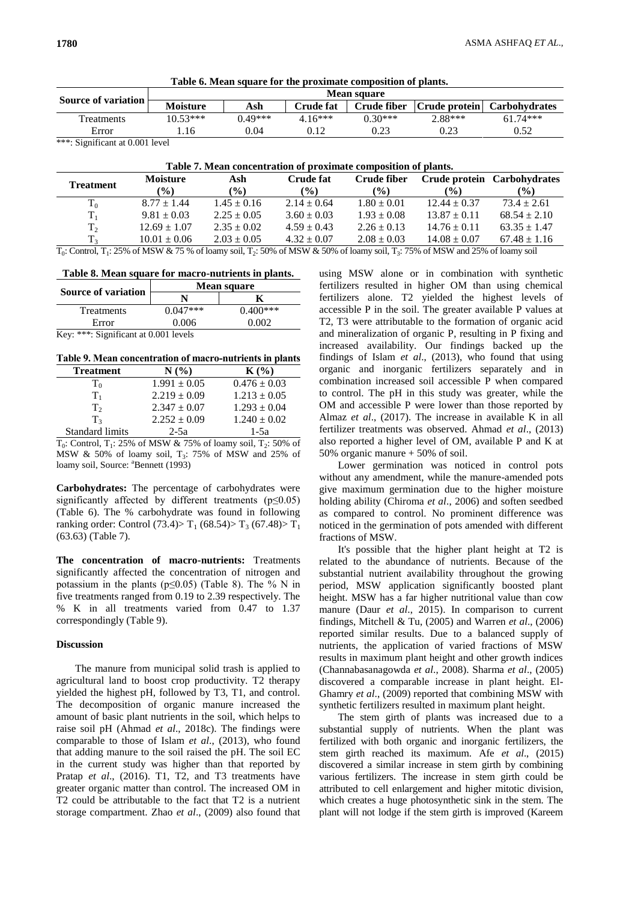**Table 6. Mean square for the proximate composition of plants.**

| Source of variation | Mean square | | | | | |
|---|---|---|---|---|---|---|
| | Moisture | Ash | Crude fat | Crude fiber | Crude protein | Carbohydrates |
| Treatments | 10.53*** | 0.49*** | 4.16*** | 0.30*** | 2.88*** | 61.74*** |
| Error | 1.16 | 0.04 | 0.12 | 0.23 | 0.23 | 0.52 |

***: Significant at 0.001 level

**Table 7. Mean concentration of proximate composition of plants.**

| Treatment | Moisture (%) | Ash (%) | Crude fat (%) | Crude fiber (%) | Crude protein (%) | Carbohydrates (%) |
|---|---|---|---|---|---|---|
| $T_0$ | 8.77 ± 1.44 | 1.45 ± 0.16 | 2.14 ± 0.64 | 1.80 ± 0.01 | 12.44 ± 0.37 | 73.4 ± 2.61 |
| $T_1$ | 9.81 ± 0.03 | 2.25 ± 0.05 | 3.60 ± 0.03 | 1.93 ± 0.08 | 13.87 ± 0.11 | 68.54 ± 2.10 |
| $T_2$ | 12.69 ± 1.07 | 2.35 ± 0.02 | 4.59 ± 0.43 | 2.26 ± 0.13 | 14.76 ± 0.11 | 63.35 ± 1.47 |
| $T_3$ | 10.01 ± 0.06 | 2.03 ± 0.05 | 4.32 ± 0.07 | 2.08 ± 0.03 | 14.08 ± 0.07 | 67.48 ± 1.16 |

$T_0$: Control, $T_1$: 25% of MSW & 75 % of loamy soil, $T_2$: 50% of MSW & 50% of loamy soil, $T_3$: 75% of MSW and 25% of loamy soil

**Table 8. Mean square for macro-nutrients in plants.**

| Source of variation | Mean square | |
|---|---|---|
| | N | K |
| Treatments | 0.047*** | 0.400*** |
| Error | 0.006 | 0.002 |

Key: ***: Significant at 0.001 levels

**Table 9. Mean concentration of macro-nutrients in plants**

| Treatment | N (%) | K (%) |
|---|---|---|
| $T_0$ | 1.991 ± 0.05 | 0.476 ± 0.03 |
| $T_1$ | 2.219 ± 0.09 | 1.213 ± 0.05 |
| $T_2$ | 2.347 ± 0.07 | 1.293 ± 0.04 |
| $T_3$ | 2.252 ± 0.09 | 1.240 ± 0.02 |
| Standard limits | 2-5a | 1-5a |

$T_0$: Control, $T_1$: 25% of MSW & 75% of loamy soil, $T_2$: 50% of MSW & 50% of loamy soil, $T_3$: 75% of MSW and 25% of loamy soil, Source: [a]Bennett (1993)

**Carbohydrates:** The percentage of carbohydrates were significantly affected by different treatments ($p \leq 0.05$) (Table 6). The % carbohydrate was found in following ranking order: Control (73.4)> $T_1$ (68.54)> $T_3$ (67.48)> $T_1$ (63.63) (Table 7).

**The concentration of macro-nutrients:** Treatments significantly affected the concentration of nitrogen and potassium in the plants ($p \leq 0.05$) (Table 8). The % N in five treatments ranged from 0.19 to 2.39 respectively. The % K in all treatments varied from 0.47 to 1.37 correspondingly (Table 9).

## Discussion

The manure from municipal solid trash is applied to agricultural land to boost crop productivity. T2 therapy yielded the highest pH, followed by T3, T1, and control. The decomposition of organic manure increased the amount of basic plant nutrients in the soil, which helps to raise soil pH (Ahmad *et al*., 2018c). The findings were comparable to those of Islam *et al*., (2013), who found that adding manure to the soil raised the pH. The soil EC in the current study was higher than that reported by Pratap *et al*., (2016). T1, T2, and T3 treatments have greater organic matter than control. The increased OM in T2 could be attributable to the fact that T2 is a nutrient storage compartment. Zhao *et al*., (2009) also found that using MSW alone or in combination with synthetic fertilizers resulted in higher OM than using chemical fertilizers alone. T2 yielded the highest levels of accessible P in the soil. The greater available P values at T2, T3 were attributable to the formation of organic acid and mineralization of organic P, resulting in P fixing and increased availability. Our findings backed up the findings of Islam *et al*., (2013), who found that using organic and inorganic fertilizers separately and in combination increased soil accessible P when compared to control. The pH in this study was greater, while the OM and accessible P were lower than those reported by Almaz *et al*., (2017). The increase in available K in all fertilizer treatments was observed. Ahmad *et al*., (2013) also reported a higher level of OM, available P and K at 50% organic manure + 50% of soil.

Lower germination was noticed in control pots without any amendment, while the manure-amended pots give maximum germination due to the higher moisture holding ability (Chiroma *et al*., 2006) and soften seedbed as compared to control. No prominent difference was noticed in the germination of pots amended with different fractions of MSW.

It's possible that the higher plant height at T2 is related to the abundance of nutrients. Because of the substantial nutrient availability throughout the growing period, MSW application significantly boosted plant height. MSW has a far higher nutritional value than cow manure (Daur *et al*., 2015). In comparison to current findings, Mitchell & Tu, (2005) and Warren *et al*., (2006) reported similar results. Due to a balanced supply of nutrients, the application of varied fractions of MSW results in maximum plant height and other growth indices (Channabasanagowda *et al*., 2008). Sharma *et al*., (2005) discovered a comparable increase in plant height. El-Ghamry *et al*., (2009) reported that combining MSW with synthetic fertilizers resulted in maximum plant height.

The stem girth of plants was increased due to a substantial supply of nutrients. When the plant was fertilized with both organic and inorganic fertilizers, the stem girth reached its maximum. Afe *et al*., (2015) discovered a similar increase in stem girth by combining various fertilizers. The increase in stem girth could be attributed to cell enlargement and higher mitotic division, which creates a huge photosynthetic sink in the stem. The plant will not lodge if the stem girth is improved (Kareem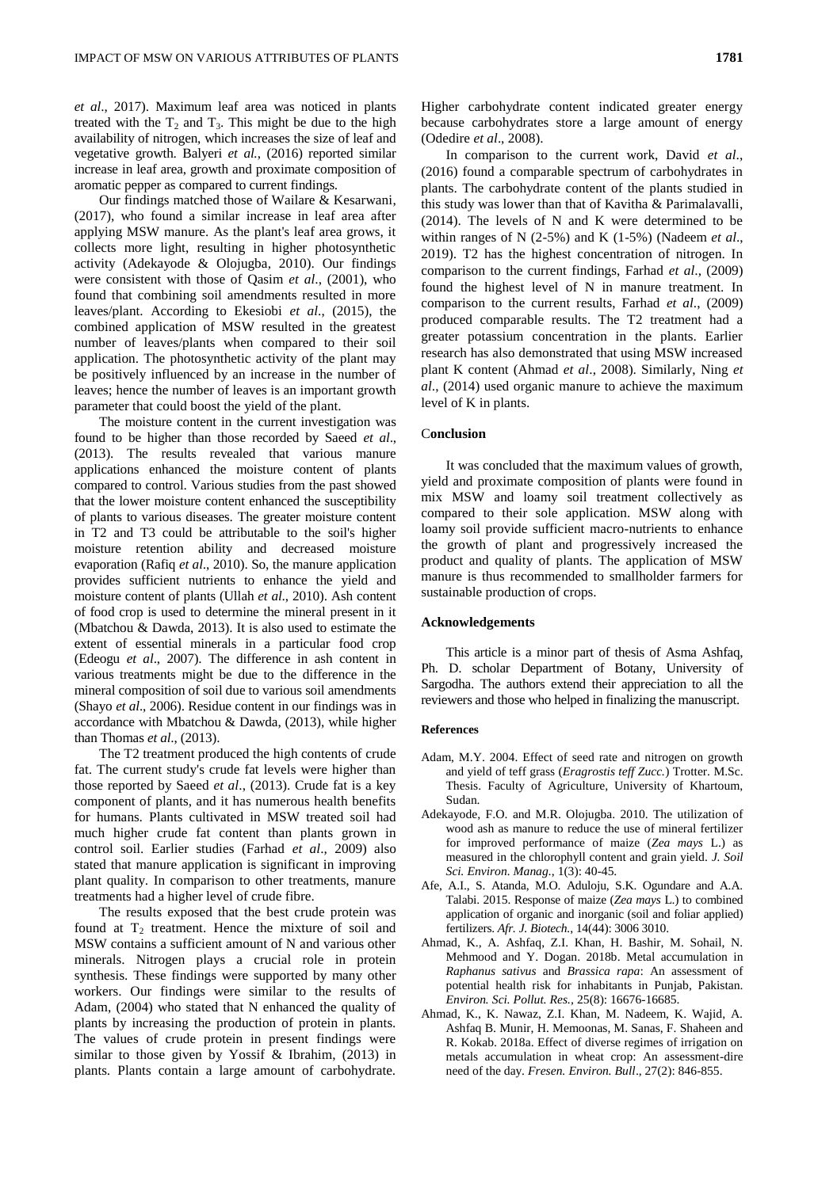*et al*., 2017). Maximum leaf area was noticed in plants treated with the $T_2$ and $T_3$. This might be due to the high availability of nitrogen, which increases the size of leaf and vegetative growth. Balyeri *et al.*, (2016) reported similar increase in leaf area, growth and proximate composition of aromatic pepper as compared to current findings.

Our findings matched those of Wailare & Kesarwani, (2017), who found a similar increase in leaf area after applying MSW manure. As the plant's leaf area grows, it collects more light, resulting in higher photosynthetic activity (Adekayode & Olojugba, 2010). Our findings were consistent with those of Qasim *et al.*, (2001), who found that combining soil amendments resulted in more leaves/plant. According to Ekesiobi *et al*., (2015), the combined application of MSW resulted in the greatest number of leaves/plants when compared to their soil application. The photosynthetic activity of the plant may be positively influenced by an increase in the number of leaves; hence the number of leaves is an important growth parameter that could boost the yield of the plant.

The moisture content in the current investigation was found to be higher than those recorded by Saeed *et al*., (2013). The results revealed that various manure applications enhanced the moisture content of plants compared to control. Various studies from the past showed that the lower moisture content enhanced the susceptibility of plants to various diseases. The greater moisture content in T2 and T3 could be attributable to the soil's higher moisture retention ability and decreased moisture evaporation (Rafiq *et al*., 2010). So, the manure application provides sufficient nutrients to enhance the yield and moisture content of plants (Ullah *et al*., 2010). Ash content of food crop is used to determine the mineral present in it (Mbatchou & Dawda, 2013). It is also used to estimate the extent of essential minerals in a particular food crop (Edeogu *et al*., 2007). The difference in ash content in various treatments might be due to the difference in the mineral composition of soil due to various soil amendments (Shayo *et al*., 2006). Residue content in our findings was in accordance with Mbatchou & Dawda, (2013), while higher than Thomas *et al*., (2013).

The T2 treatment produced the high contents of crude fat. The current study's crude fat levels were higher than those reported by Saeed *et al*., (2013). Crude fat is a key component of plants, and it has numerous health benefits for humans. Plants cultivated in MSW treated soil had much higher crude fat content than plants grown in control soil. Earlier studies (Farhad *et al*., 2009) also stated that manure application is significant in improving plant quality. In comparison to other treatments, manure treatments had a higher level of crude fibre.

The results exposed that the best crude protein was found at $T_2$ treatment. Hence the mixture of soil and MSW contains a sufficient amount of N and various other minerals. Nitrogen plays a crucial role in protein synthesis. These findings were supported by many other workers. Our findings were similar to the results of Adam, (2004) who stated that N enhanced the quality of plants by increasing the production of protein in plants. The values of crude protein in present findings were similar to those given by Yossif & Ibrahim, (2013) in plants. Plants contain a large amount of carbohydrate. Higher carbohydrate content indicated greater energy because carbohydrates store a large amount of energy (Odedire *et al*., 2008).

In comparison to the current work, David *et al*., (2016) found a comparable spectrum of carbohydrates in plants. The carbohydrate content of the plants studied in this study was lower than that of Kavitha & Parimalavalli, (2014). The levels of N and K were determined to be within ranges of N (2-5%) and K (1-5%) (Nadeem *et al*., 2019). T2 has the highest concentration of nitrogen. In comparison to the current findings, Farhad *et al*., (2009) found the highest level of N in manure treatment. In comparison to the current results, Farhad *et al*., (2009) produced comparable results. The T2 treatment had a greater potassium concentration in the plants. Earlier research has also demonstrated that using MSW increased plant K content (Ahmad *et al*., 2008). Similarly, Ning *et al*., (2014) used organic manure to achieve the maximum level of K in plants.

## Conclusion

It was concluded that the maximum values of growth, yield and proximate composition of plants were found in mix MSW and loamy soil treatment collectively as compared to their sole application. MSW along with loamy soil provide sufficient macro-nutrients to enhance the growth of plant and progressively increased the product and quality of plants. The application of MSW manure is thus recommended to smallholder farmers for sustainable production of crops.

## Acknowledgements

This article is a minor part of thesis of Asma Ashfaq, Ph. D. scholar Department of Botany, University of Sargodha. The authors extend their appreciation to all the reviewers and those who helped in finalizing the manuscript.

## References

Adam, M.Y. 2004. Effect of seed rate and nitrogen on growth and yield of teff grass (*Eragrostis teff Zucc.*) Trotter. M.Sc. Thesis. Faculty of Agriculture, University of Khartoum, Sudan.

Adekayode, F.O. and M.R. Olojugba. 2010. The utilization of wood ash as manure to reduce the use of mineral fertilizer for improved performance of maize (*Zea mays* L.) as measured in the chlorophyll content and grain yield. *J. Soil Sci. Environ. Manag.*, 1(3): 40-45.

Afe, A.I., S. Atanda, M.O. Aduloju, S.K. Ogundare and A.A. Talabi. 2015. Response of maize (*Zea mays* L.) to combined application of organic and inorganic (soil and foliar applied) fertilizers. *Afr. J. Biotech.*, 14(44): 3006 3010.

Ahmad, K., A. Ashfaq, Z.I. Khan, H. Bashir, M. Sohail, N. Mehmood and Y. Dogan. 2018b. Metal accumulation in *Raphanus sativus* and *Brassica rapa*: An assessment of potential health risk for inhabitants in Punjab, Pakistan. *Environ. Sci. Pollut. Res.*, 25(8): 16676-16685.

Ahmad, K., K. Nawaz, Z.I. Khan, M. Nadeem, K. Wajid, A. Ashfaq B. Munir, H. Memoonas, M. Sanas, F. Shaheen and R. Kokab. 2018a. Effect of diverse regimes of irrigation on metals accumulation in wheat crop: An assessment-dire need of the day. *Fresen. Environ. Bull*., 27(2): 846-855.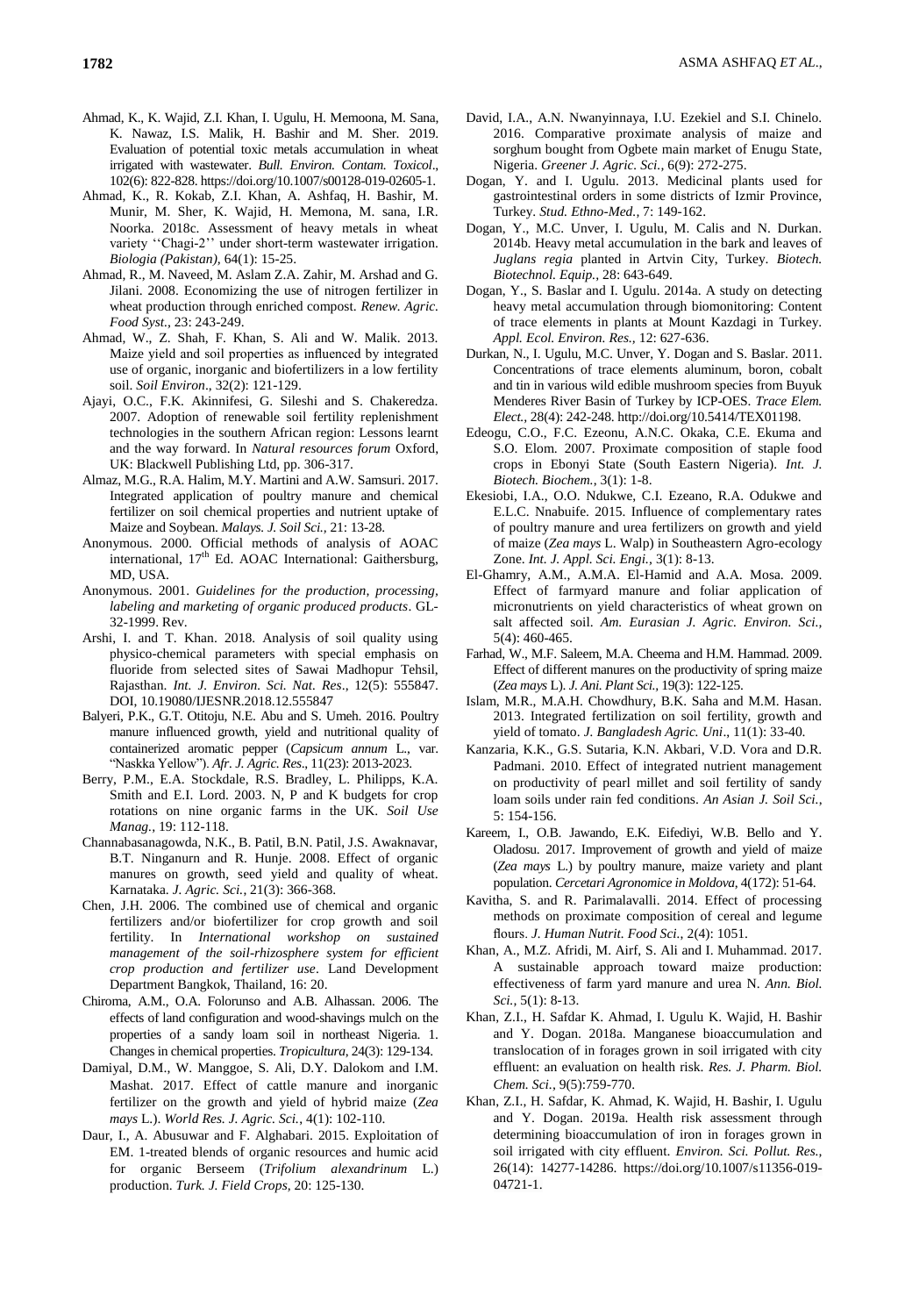Ahmad, K., K. Wajid, Z.I. Khan, I. Ugulu, H. Memoona, M. Sana, K. Nawaz, I.S. Malik, H. Bashir and M. Sher. 2019. Evaluation of potential toxic metals accumulation in wheat irrigated with wastewater. *Bull. Environ. Contam. Toxicol*., 102(6): 822-828. https://doi.org/10.1007/s00128-019-02605-1.

Ahmad, K., R. Kokab, Z.I. Khan, A. Ashfaq, H. Bashir, M. Munir, M. Sher, K. Wajid, H. Memona, M. sana, I.R. Noorka. 2018c. Assessment of heavy metals in wheat variety ''Chagi-2'' under short-term wastewater irrigation. *Biologia (Pakistan)*, 64(1): 15-25.

Ahmad, R., M. Naveed, M. Aslam Z.A. Zahir, M. Arshad and G. Jilani. 2008. Economizing the use of nitrogen fertilizer in wheat production through enriched compost. *Renew. Agric. Food Syst.*, 23: 243-249.

Ahmad, W., Z. Shah, F. Khan, S. Ali and W. Malik. 2013. Maize yield and soil properties as influenced by integrated use of organic, inorganic and biofertilizers in a low fertility soil. *Soil Environ*., 32(2): 121-129.

Ajayi, O.C., F.K. Akinnifesi, G. Sileshi and S. Chakeredza. 2007. Adoption of renewable soil fertility replenishment technologies in the southern African region: Lessons learnt and the way forward. In *Natural resources forum* Oxford, UK: Blackwell Publishing Ltd, pp. 306-317.

Almaz, M.G., R.A. Halim, M.Y. Martini and A.W. Samsuri. 2017. Integrated application of poultry manure and chemical fertilizer on soil chemical properties and nutrient uptake of Maize and Soybean. *Malays. J. Soil Sci.*, 21: 13-28.

Anonymous. 2000. Official methods of analysis of AOAC international, 17[th] Ed. AOAC International: Gaithersburg, MD, USA.

Anonymous. 2001. *Guidelines for the production, processing, labeling and marketing of organic produced products*. GL-32-1999. Rev.

Arshi, I. and T. Khan. 2018. Analysis of soil quality using physico-chemical parameters with special emphasis on fluoride from selected sites of Sawai Madhopur Tehsil, Rajasthan. *Int. J. Environ. Sci. Nat. Res*., 12(5): 555847. DOI, 10.19080/IJESNR.2018.12.555847

Balyeri, P.K., G.T. Otitoju, N.E. Abu and S. Umeh. 2016. Poultry manure influenced growth, yield and nutritional quality of containerized aromatic pepper (*Capsicum annum* L., var. "Naskka Yellow"). *Afr. J. Agric. Res*., 11(23): 2013-2023.

Berry, P.M., E.A. Stockdale, R.S. Bradley, L. Philipps, K.A. Smith and E.I. Lord. 2003. N, P and K budgets for crop rotations on nine organic farms in the UK. *Soil Use Manag.*, 19: 112-118.

Channabasanagowda, N.K., B. Patil, B.N. Patil, J.S. Awaknavar, B.T. Ninganurn and R. Hunje. 2008. Effect of organic manures on growth, seed yield and quality of wheat. Karnataka. *J. Agric. Sci.*, 21(3): 366-368.

Chen, J.H. 2006. The combined use of chemical and organic fertilizers and/or biofertilizer for crop growth and soil fertility. In *International workshop on sustained management of the soil-rhizosphere system for efficient crop production and fertilizer use*. Land Development Department Bangkok, Thailand, 16: 20.

Chiroma, A.M., O.A. Folorunso and A.B. Alhassan. 2006. The effects of land configuration and wood-shavings mulch on the properties of a sandy loam soil in northeast Nigeria. 1. Changes in chemical properties. *Tropicultura*, 24(3): 129-134.

Damiyal, D.M., W. Manggoe, S. Ali, D.Y. Dalokom and I.M. Mashat. 2017. Effect of cattle manure and inorganic fertilizer on the growth and yield of hybrid maize (*Zea mays* L.). *World Res. J. Agric. Sci.*, 4(1): 102-110.

Daur, I., A. Abusuwar and F. Alghabari. 2015. Exploitation of EM. 1-treated blends of organic resources and humic acid for organic Berseem (*Trifolium alexandrinum* L.) production. *Turk. J. Field Crops*, 20: 125-130.

David, I.A., A.N. Nwanyinnaya, I.U. Ezekiel and S.I. Chinelo. 2016. Comparative proximate analysis of maize and sorghum bought from Ogbete main market of Enugu State, Nigeria. *Greener J. Agric. Sci.*, 6(9): 272-275.

Dogan, Y. and I. Ugulu. 2013. Medicinal plants used for gastrointestinal orders in some districts of Izmir Province, Turkey. *Stud. Ethno-Med.*, 7: 149-162.

Dogan, Y., M.C. Unver, I. Ugulu, M. Calis and N. Durkan. 2014b. Heavy metal accumulation in the bark and leaves of *Juglans regia* planted in Artvin City, Turkey. *Biotech. Biotechnol. Equip.*, 28: 643-649.

Dogan, Y., S. Baslar and I. Ugulu. 2014a. A study on detecting heavy metal accumulation through biomonitoring: Content of trace elements in plants at Mount Kazdagi in Turkey. *Appl. Ecol. Environ. Res.*, 12: 627-636.

Durkan, N., I. Ugulu, M.C. Unver, Y. Dogan and S. Baslar. 2011. Concentrations of trace elements aluminum, boron, cobalt and tin in various wild edible mushroom species from Buyuk Menderes River Basin of Turkey by ICP-OES. *Trace Elem. Elect.*, 28(4): 242-248. http://doi.org/10.5414/TEX01198.

Edeogu, C.O., F.C. Ezeonu, A.N.C. Okaka, C.E. Ekuma and S.O. Elom. 2007. Proximate composition of staple food crops in Ebonyi State (South Eastern Nigeria). *Int. J. Biotech. Biochem.*, 3(1): 1-8.

Ekesiobi, I.A., O.O. Ndukwe, C.I. Ezeano, R.A. Odukwe and E.L.C. Nnabuife. 2015. Influence of complementary rates of poultry manure and urea fertilizers on growth and yield of maize (*Zea mays* L. Walp) in Southeastern Agro-ecology Zone. *Int. J. Appl. Sci. Engi.*, 3(1): 8-13.

El-Ghamry, A.M., A.M.A. El-Hamid and A.A. Mosa. 2009. Effect of farmyard manure and foliar application of micronutrients on yield characteristics of wheat grown on salt affected soil. *Am. Eurasian J. Agric. Environ. Sci.*, 5(4): 460-465.

Farhad, W., M.F. Saleem, M.A. Cheema and H.M. Hammad. 2009. Effect of different manures on the productivity of spring maize (*Zea mays* L). *J. Ani. Plant Sci*., 19(3): 122-125.

Islam, M.R., M.A.H. Chowdhury, B.K. Saha and M.M. Hasan. 2013. Integrated fertilization on soil fertility, growth and yield of tomato. *J. Bangladesh Agric. Uni*., 11(1): 33-40.

Kanzaria, K.K., G.S. Sutaria, K.N. Akbari, V.D. Vora and D.R. Padmani. 2010. Effect of integrated nutrient management on productivity of pearl millet and soil fertility of sandy loam soils under rain fed conditions. *An Asian J. Soil Sci.*, 5: 154-156.

Kareem, I., O.B. Jawando, E.K. Eifediyi, W.B. Bello and Y. Oladosu. 2017. Improvement of growth and yield of maize (*Zea mays* L.) by poultry manure, maize variety and plant population. *Cercetari Agronomice in Moldova*, 4(172): 51-64.

Kavitha, S. and R. Parimalavalli. 2014. Effect of processing methods on proximate composition of cereal and legume flours. *J. Human Nutrit. Food Sci.*, 2(4): 1051.

Khan, A., M.Z. Afridi, M. Airf, S. Ali and I. Muhammad. 2017. A sustainable approach toward maize production: effectiveness of farm yard manure and urea N. *Ann. Biol. Sci.*, 5(1): 8-13.

Khan, Z.I., H. Safdar K. Ahmad, I. Ugulu K. Wajid, H. Bashir and Y. Dogan. 2018a. Manganese bioaccumulation and translocation in forages grown in soil irrigated with city effluent: an evaluation on health risk. *Res. J. Pharm. Biol. Chem. Sci.*, 9(5):759-770.

Khan, Z.I., H. Safdar, K. Ahmad, K. Wajid, H. Bashir, I. Ugulu and Y. Dogan. 2019a. Health risk assessment through determining bioaccumulation of iron in forages grown in soil irrigated with city effluent. *Environ. Sci. Pollut. Res.*, 26(14): 14277-14286. https://doi.org/10.1007/s11356-019-04721-1.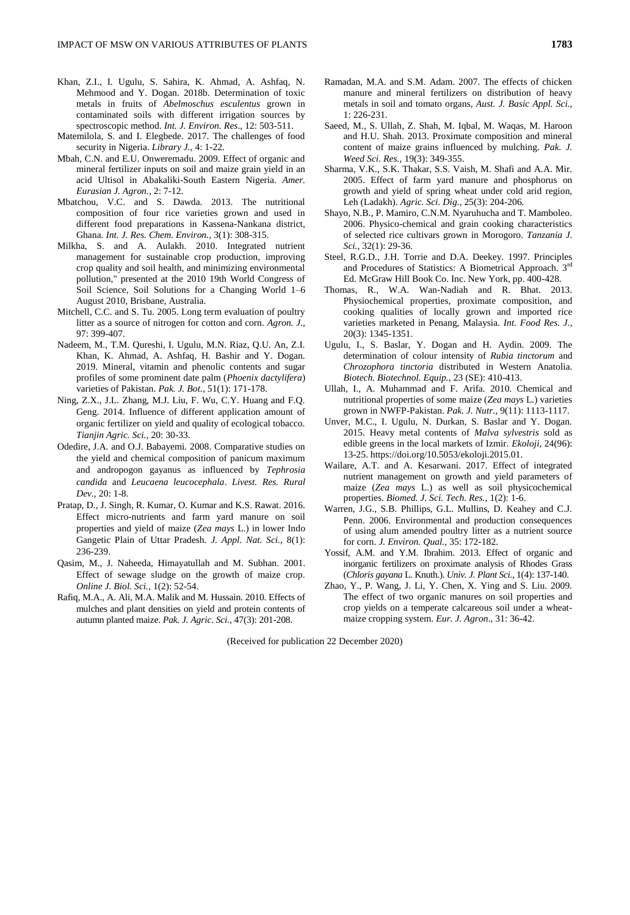Khan, Z.I., I. Ugulu, S. Sahira, K. Ahmad, A. Ashfaq, N. Mehmood and Y. Dogan. 2018b. Determination of toxic metals in fruits of *Abelmoschus esculentus* grown in contaminated soils with different irrigation sources by spectroscopic method. *Int. J. Environ. Res*., 12: 503-511.

Matemilola, S. and I. Elegbede. 2017. The challenges of food security in Nigeria. *Library J.*, 4: 1-22.

Mbah, C.N. and E.U. Onweremadu. 2009. Effect of organic and mineral fertilizer inputs on soil and maize grain yield in an acid Ultisol in Abakaliki-South Eastern Nigeria. *Amer. Eurasian J. Agron.*, 2: 7-12.

Mbatchou, V.C. and S. Dawda. 2013. The nutritional composition of four rice varieties grown and used in different food preparations in Kassena-Nankana district, Ghana. *Int. J. Res. Chem. Environ.*, 3(1): 308-315.

Milkha, S. and A. Aulakh. 2010. Integrated nutrient management for sustainable crop production, improving crop quality and soil health, and minimizing environmental pollution," presented at the 2010 19th World Congress of Soil Science, Soil Solutions for a Changing World 1–6 August 2010, Brisbane, Australia.

Mitchell, C.C. and S. Tu. 2005. Long term evaluation of poultry litter as a source of nitrogen for cotton and corn. *Agron. J.*, 97: 399-407.

Nadeem, M., T.M. Qureshi, I. Ugulu, M.N. Riaz, Q.U. An, Z.I. Khan, K. Ahmad, A. Ashfaq, H. Bashir and Y. Dogan. 2019. Mineral, vitamin and phenolic contents and sugar profiles of some prominent date palm (*Phoenix dactylifera*) varieties of Pakistan. *Pak. J. Bot.*, 51(1): 171-178.

Ning, Z.X., J.L. Zhang, M.J. Liu, F. Wu, C.Y. Huang and F.Q. Geng. 2014. Influence of different application amount of organic fertilizer on yield and quality of ecological tobacco. *Tianjin Agric. Sci.*, 20: 30-33.

Odedire, J.A. and O.J. Babayemi. 2008. Comparative studies on the yield and chemical composition of panicum maximum and andropogon gayanus as influenced by *Tephrosia candida* and *Leucaena leucocephala*. *Livest. Res. Rural Dev.*, 20: 1-8.

Pratap, D., J. Singh, R. Kumar, O. Kumar and K.S. Rawat. 2016. Effect micro-nutrients and farm yard manure on soil properties and yield of maize (*Zea mays* L.) in lower Indo Gangetic Plain of Uttar Pradesh. *J. Appl. Nat. Sci.*, 8(1): 236-239.

Qasim, M., J. Naheeda, Himayatullah and M. Subhan. 2001. Effect of sewage sludge on the growth of maize crop. *Online J. Biol. Sci.*, 1(2): 52-54.

Rafiq, M.A., A. Ali, M.A. Malik and M. Hussain. 2010. Effects of mulches and plant densities on yield and protein contents of autumn planted maize. *Pak. J. Agric. Sci.*, 47(3): 201-208.

Ramadan, M.A. and S.M. Adam. 2007. The effects of chicken manure and mineral fertilizers on distribution of heavy metals in soil and tomato organs, *Aust. J. Basic Appl. Sci.*, 1: 226-231.

Saeed, M., S. Ullah, Z. Shah, M. Iqbal, M. Waqas, M. Haroon and H.U. Shah. 2013. Proximate composition and mineral content of maize grains influenced by mulching. *Pak. J. Weed Sci. Res.*, 19(3): 349-355.

Sharma, V.K., S.K. Thakar, S.S. Vaish, M. Shafi and A.A. Mir. 2005. Effect of farm yard manure and phosphorus on growth and yield of spring wheat under cold arid region, Leh (Ladakh). *Agric. Sci. Dig.*, 25(3): 204-206.

Shayo, N.B., P. Mamiro, C.N.M. Nyaruhucha and T. Mamboleo. 2006. Physico-chemical and grain cooking characteristics of selected rice cultivars grown in Morogoro. *Tanzania J. Sci.*, 32(1): 29-36.

Steel, R.G.D., J.H. Torrie and D.A. Deekey. 1997. Principles and Procedures of Statistics: A Biometrical Approach. 3rd Ed. McGraw Hill Book Co. Inc. New York, pp. 400-428.

Thomas, R., W.A. Wan-Nadiah and R. Bhat. 2013. Physiochemical properties, proximate composition, and cooking qualities of locally grown and imported rice varieties marketed in Penang, Malaysia. *Int. Food Res. J.*, 20(3): 1345-1351.

Ugulu, I., S. Baslar, Y. Dogan and H. Aydin. 2009. The determination of colour intensity of *Rubia tinctorum* and *Chrozophora tinctoria* distributed in Western Anatolia. *Biotech. Biotechnol. Equip.*, 23 (SE): 410-413.

Ullah, I., A. Muhammad and F. Arifa. 2010. Chemical and nutritional properties of some maize (*Zea mays* L.) varieties grown in NWFP-Pakistan. *Pak. J. Nutr.*, 9(11): 1113-1117.

Unver, M.C., I. Ugulu, N. Durkan, S. Baslar and Y. Dogan. 2015. Heavy metal contents of *Malva sylvestris* sold as edible greens in the local markets of Izmir. *Ekoloji*, 24(96): 13-25. https://doi.org/10.5053/ekoloji.2015.01.

Wailare, A.T. and A. Kesarwani. 2017. Effect of integrated nutrient management on growth and yield parameters of maize (*Zea mays* L.) as well as soil physicochemical properties. *Biomed. J. Sci. Tech. Res.*, 1(2): 1-6.

Warren, J.G., S.B. Phillips, G.L. Mullins, D. Keahey and C.J. Penn. 2006. Environmental and production consequences of using alum amended poultry litter as a nutrient source for corn. *J. Environ. Qual.*, 35: 172-182.

Yossif, A.M. and Y.M. Ibrahim. 2013. Effect of organic and inorganic fertilizers on proximate analysis of Rhodes Grass (*Chloris gayana* L. Knuth.). *Univ. J. Plant Sci.*, 1(4): 137-140.

Zhao, Y., P. Wang, J. Li, Y. Chen, X. Ying and S. Liu. 2009. The effect of two organic manures on soil properties and crop yields on a temperate calcareous soil under a wheat-maize cropping system. *Eur. J. Agron*., 31: 36-42.

(Received for publication 22 December 2020)